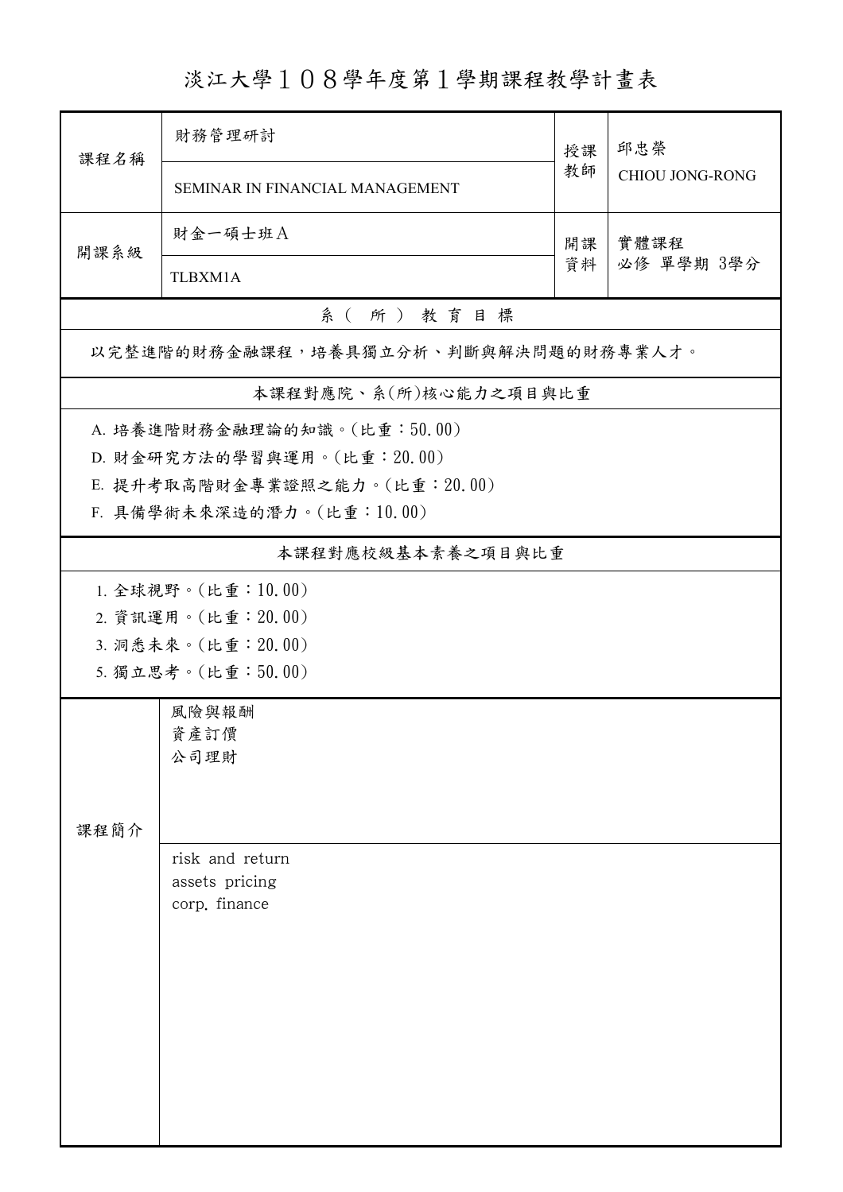# 淡江大學１０８學年度第１學期課程教學計畫表

| 課程名稱 | 財務管理研討<br>SEMINAR IN FINANCIAL MANAGEMENT | 授課教師 | 邱忠榮<br>CHIOU JONG-RONG |
|---|---|---|---|
| 開課系級 | 財金一碩士班A<br>TLBXM1A | 開課資料 | 實體課程<br>必修 單學期 3學分 |

## 系（所）教育目標

以完整進階的財務金融課程，培養具獨立分析、判斷與解決問題的財務專業人才。

## 本課程對應院、系(所)核心能力之項目與比重

A. 培養進階財務金融理論的知識。(比重：50.00)
D. 財金研究方法的學習與運用。(比重：20.00)
E. 提升考取高階財金專業證照之能力。(比重：20.00)
F. 具備學術未來深造的潛力。(比重：10.00)

## 本課程對應校級基本素養之項目與比重

1. 全球視野。(比重：10.00)
2. 資訊運用。(比重：20.00)
3. 洞悉未來。(比重：20.00)
5. 獨立思考。(比重：50.00)

## 課程簡介

風險與報酬
資產訂價
公司理財

risk and return
assets pricing
corp. finance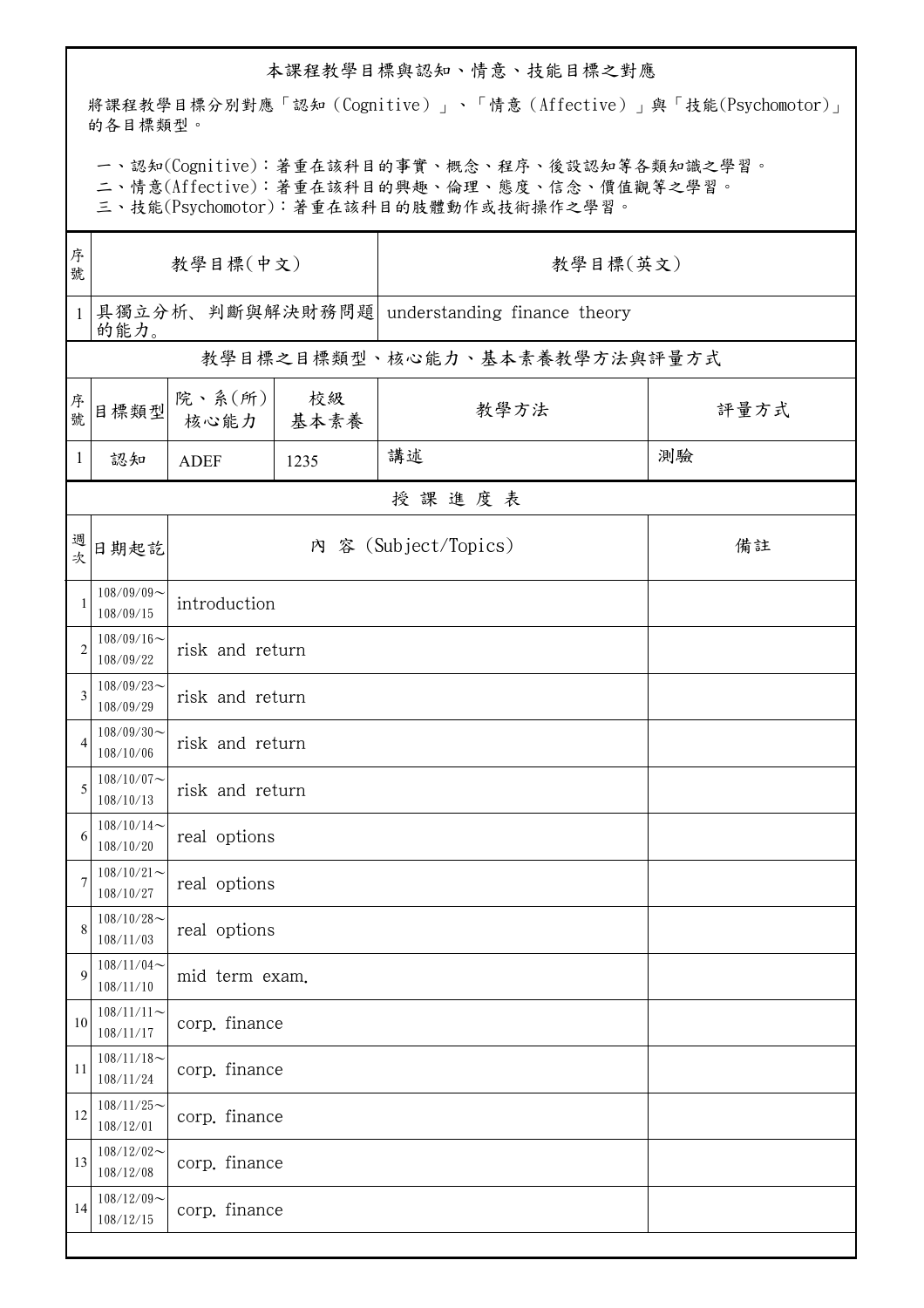## 本課程教學目標與認知、情意、技能目標之對應

將課程教學目標分別對應「認知（Cognitive）」、「情意（Affective）」與「技能(Psychomotor)」的各目標類型。

一、認知(Cognitive)：著重在該科目的事實、概念、程序、後設認知等各類知識之學習。
二、情意(Affective)：著重在該科目的興趣、倫理、態度、信念、價值觀等之學習。
三、技能(Psychomotor)：著重在該科目的肢體動作或技術操作之學習。

| 序號 | 教學目標(中文) | 教學目標(英文) |
|---|---|---|
| 1 | 具獨立分析、判斷與解決財務問題的能力。 | understanding finance theory |

### 教學目標之目標類型、核心能力、基本素養教學方法與評量方式

| 序號 | 目標類型 | 院、系(所)核心能力 | 校級基本素養 | 教學方法 | 評量方式 |
|---|---|---|---|---|---|
| 1 | 認知 | ADEF | 1235 | 講述 | 測驗 |

### 授 課 進 度 表

| 週次 | 日期起訖 | 內 容 (Subject/Topics) | 備註 |
|---|---|---|---|
| 1 | 108/09/09～108/09/15 | introduction | |
| 2 | 108/09/16～108/09/22 | risk and return | |
| 3 | 108/09/23～108/09/29 | risk and return | |
| 4 | 108/09/30～108/10/06 | risk and return | |
| 5 | 108/10/07～108/10/13 | risk and return | |
| 6 | 108/10/14～108/10/20 | real options | |
| 7 | 108/10/21～108/10/27 | real options | |
| 8 | 108/10/28～108/11/03 | real options | |
| 9 | 108/11/04～108/11/10 | mid term exam. | |
| 10 | 108/11/11～108/11/17 | corp. finance | |
| 11 | 108/11/18～108/11/24 | corp. finance | |
| 12 | 108/11/25～108/12/01 | corp. finance | |
| 13 | 108/12/02～108/12/08 | corp. finance | |
| 14 | 108/12/09～108/12/15 | corp. finance | |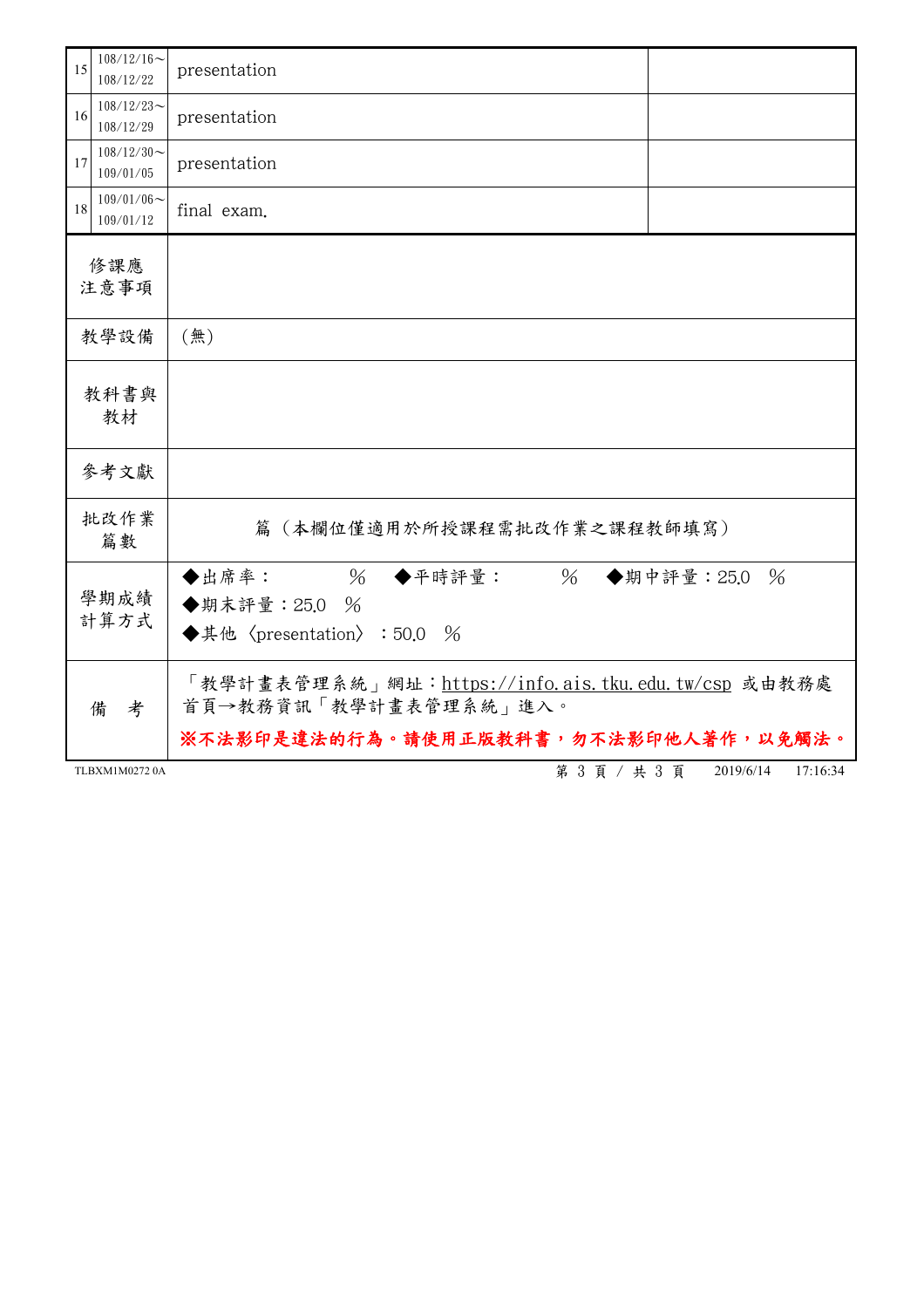| | | | |
|---|---|---|---|
| 15 | 108/12/16～108/12/22 | presentation | |
| 16 | 108/12/23～108/12/29 | presentation | |
| 17 | 108/12/30～109/01/05 | presentation | |
| 18 | 109/01/06～109/01/12 | final exam. | |

| | |
|---|---|
| 修課應注意事項 | |
| 教學設備 | (無) |
| 教科書與教材 | |
| 參考文獻 | |
| 批改作業篇數 | 篇（本欄位僅適用於所授課程需批改作業之課程教師填寫） |
| 學期成績計算方式 | ◆出席率：　　% ◆平時評量：　　% ◆期中評量：25.0 %<br>◆期末評量：25.0 %<br>◆其他〈presentation〉：50.0 % |
| 備　考 | 「教學計畫表管理系統」網址：https://info.ais.tku.edu.tw/csp 或由教務處首頁→教務資訊「教學計畫表管理系統」進入。<br>**※不法影印是違法的行為。請使用正版教科書，勿不法影印他人著作，以免觸法。** |

TLBXM1M0272 0A　　2019/6/14　17:16:34